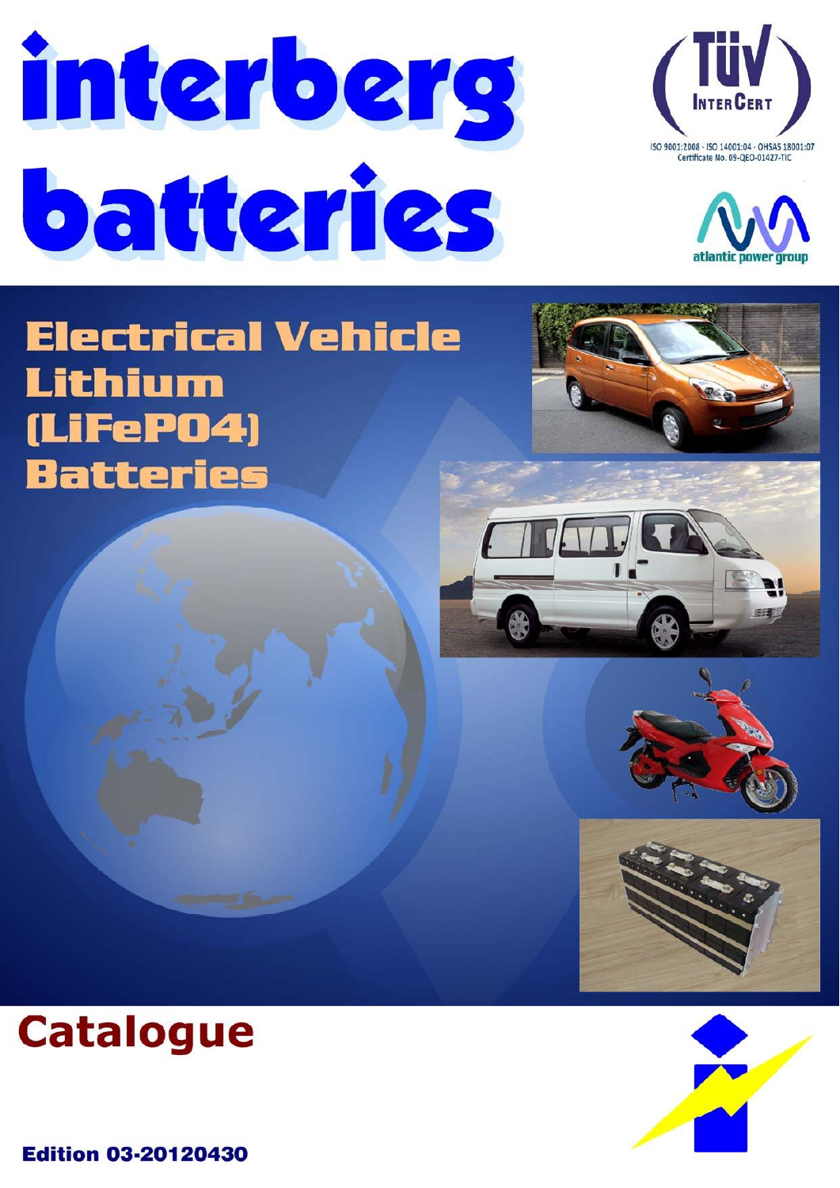# interberg batteries

ISO 9001:2008 - ISO 14001:04 - OHSAS 18001:07
Certificate No. 09-QEO-01427-TIC

atlantic power group

## Electrical Vehicle Lithium (LiFePO4) Batteries

## Catalogue

**Edition 03-20120430**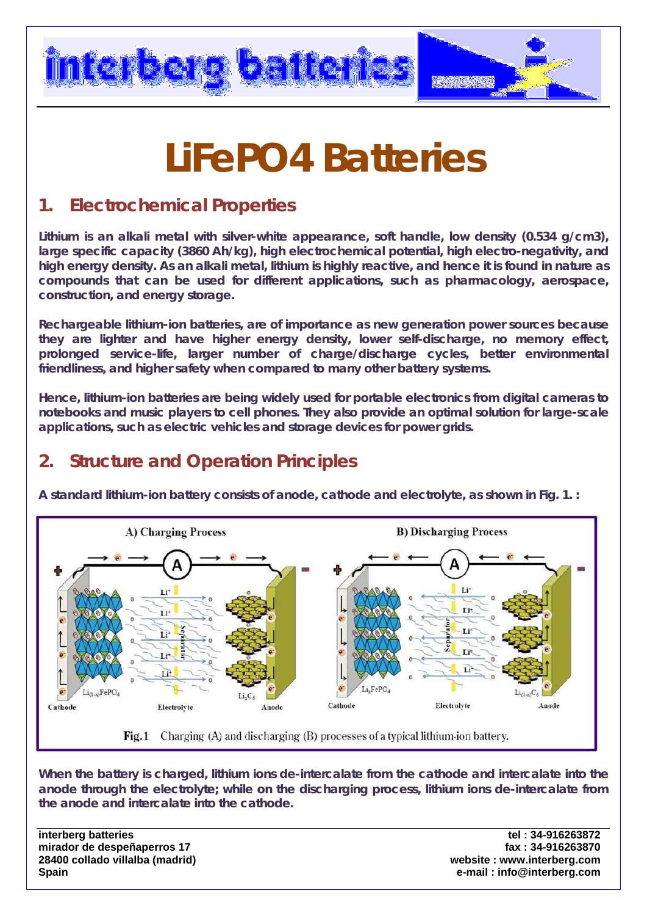# LiFePO4 Batteries

## 1. Electrochemical Properties

**Lithium is an alkali metal with silver-white appearance, soft handle, low density (0.534 g/cm3), large specific capacity (3860 Ah/kg), high electrochemical potential, high electro-negativity, and high energy density. As an alkali metal, lithium is highly reactive, and hence it is found in nature as compounds that can be used for different applications, such as pharmacology, aerospace, construction, and energy storage.**

**Rechargeable lithium-ion batteries, are of importance as new generation power sources because they are lighter and have higher energy density, lower self-discharge, no memory effect, prolonged service-life, larger number of charge/discharge cycles, better environmental friendliness, and higher safety when compared to many other battery systems.**

**Hence, lithium-ion batteries are being widely used for portable electronics from digital cameras to notebooks and music players to cell phones. They also provide an optimal solution for large-scale applications, such as electric vehicles and storage devices for power grids.**

## 2. Structure and Operation Principles

**A standard lithium-ion battery consists of anode, cathode and electrolyte, as shown in Fig. 1. :**

Fig.1 Charging (A) and discharging (B) processes of a typical lithium-ion battery.

**When the battery is charged, lithium ions de-intercalate from the cathode and intercalate into the anode through the electrolyte; while on the discharging process, lithium ions de-intercalate from the anode and intercalate into the cathode.**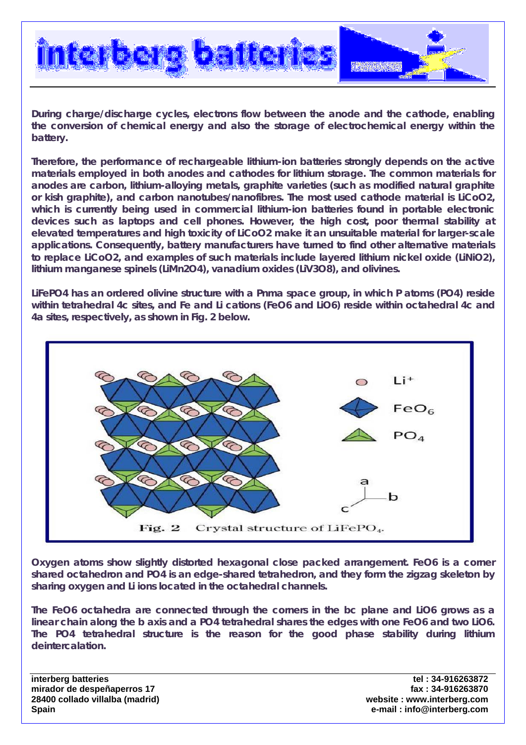During charge/discharge cycles, electrons flow between the anode and the cathode, enabling the conversion of chemical energy and also the storage of electrochemical energy within the battery.

Therefore, the performance of rechargeable lithium-ion batteries strongly depends on the active materials employed in both anodes and cathodes for lithium storage. The common materials for anodes are carbon, lithium-alloying metals, graphite varieties (such as modified natural graphite or kish graphite), and carbon nanotubes/nanofibres. The most used cathode material is $LiCoO_2$, which is currently being used in commercial lithium-ion batteries found in portable electronic devices such as laptops and cell phones. However, the high cost, poor thermal stability at elevated temperatures and high toxicity of $LiCoO_2$ make it an unsuitable material for larger-scale applications. Consequently, battery manufacturers have turned to find other alternative materials to replace $LiCoO_2$, and examples of such materials include layered lithium nickel oxide ($LiNiO_2$), lithium manganese spinels ($LiMn_2O_4$), vanadium oxides ($LiV_3O_8$), and olivines.

$LiFePO_4$ has an ordered olivine structure with a Pnma space group, in which P atoms ($PO_4$) reside within tetrahedral 4c sites, and Fe and Li cations ($FeO_6$ and $LiO_6$) reside within octahedral 4c and 4a sites, respectively, as shown in Fig. 2 below.

Fig. 2 Crystal structure of $LiFePO_4$.

Oxygen atoms show slightly distorted hexagonal close packed arrangement. $FeO_6$ is a corner shared octahedron and $PO_4$ is an edge-shared tetrahedron, and they form the zigzag skeleton by sharing oxygen and Li ions located in the octahedral channels.

The $FeO_6$ octahedra are connected through the corners in the bc plane and $LiO_6$ grows as a linear chain along the b axis and a $PO_4$ tetrahedral shares the edges with one $FeO_6$ and two $LiO_6$. The $PO_4$ tetrahedral structure is the reason for the good phase stability during lithium deintercalation.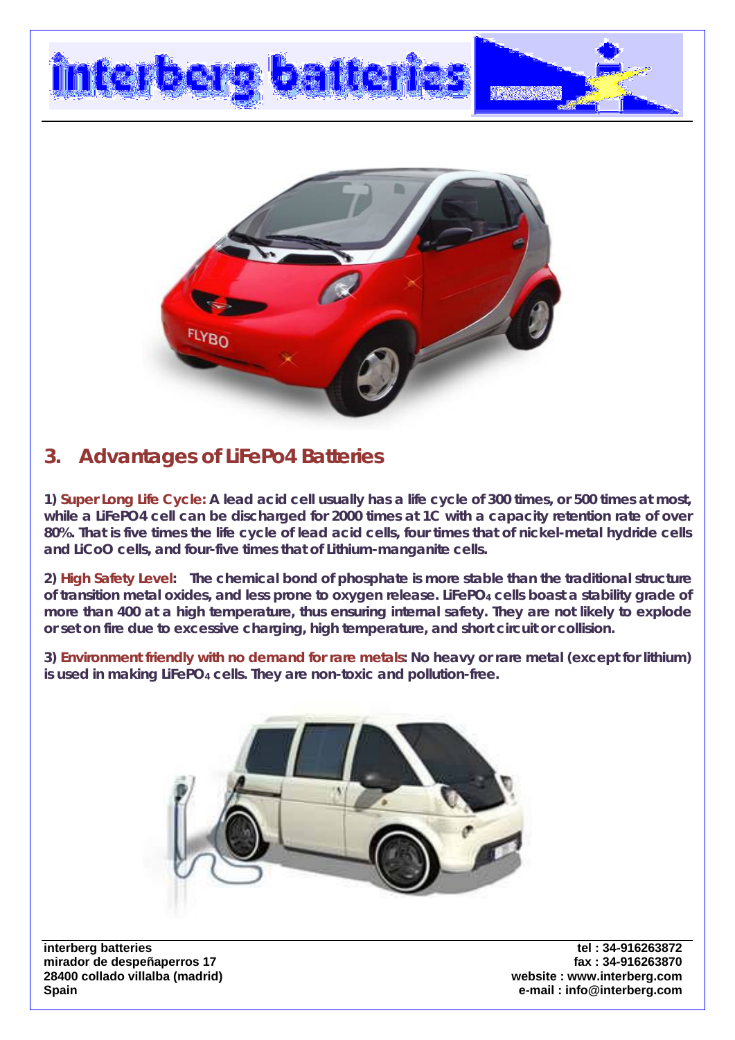## 3. Advantages of LiFePo4 Batteries

**1) Super Long Life Cycle: A lead acid cell usually has a life cycle of 300 times, or 500 times at most, while a LiFePO4 cell can be discharged for 2000 times at 1C with a capacity retention rate of over 80%. That is five times the life cycle of lead acid cells, four times that of nickel-metal hydride cells and LiCoO cells, and four-five times that of Lithium-manganite cells.**

**2) High Safety Level: The chemical bond of phosphate is more stable than the traditional structure of transition metal oxides, and less prone to oxygen release. $LiFePO_4$ cells boast a stability grade of more than 400 at a high temperature, thus ensuring internal safety. They are not likely to explode or set on fire due to excessive charging, high temperature, and short circuit or collision.**

**3) Environment friendly with no demand for rare metals: No heavy or rare metal (except for lithium) is used in making $LiFePO_4$ cells. They are non-toxic and pollution-free.**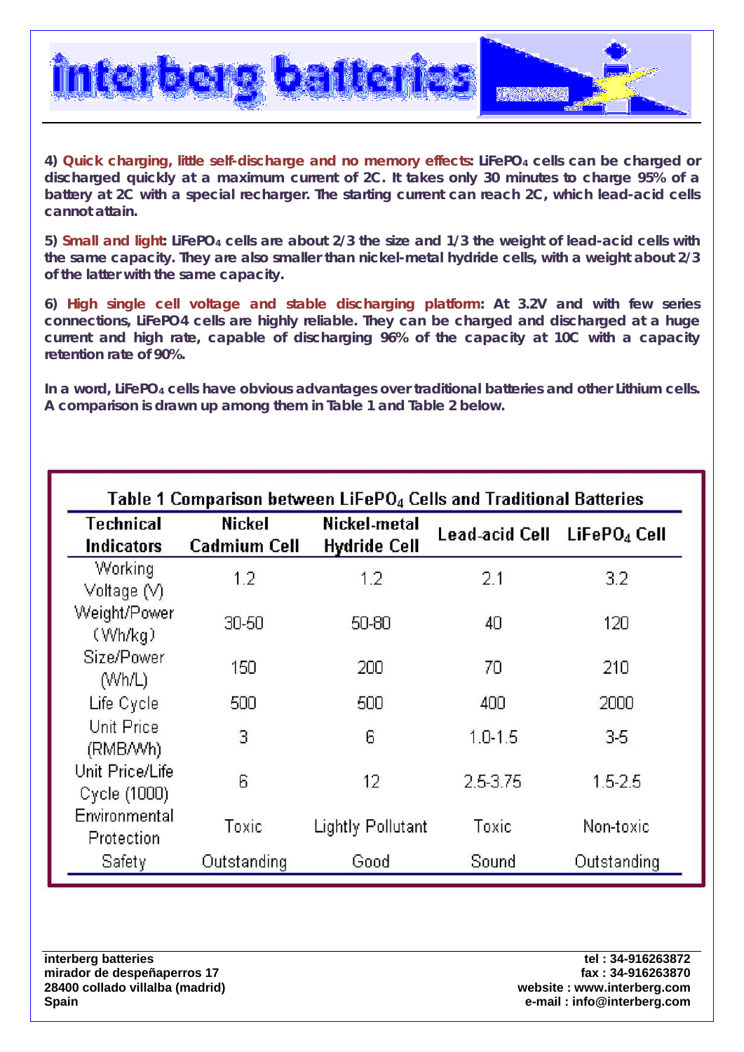4) **Quick charging, little self-discharge and no memory effects**: $LiFePO_4$ cells can be charged or discharged quickly at a maximum current of 2C. It takes only 30 minutes to charge 95% of a battery at 2C with a special recharger. The starting current can reach 2C, which lead-acid cells cannot attain.

5) **Small and light**: $LiFePO_4$ cells are about 2/3 the size and 1/3 the weight of lead-acid cells with the same capacity. They are also smaller than nickel-metal hydride cells, with a weight about 2/3 of the latter with the same capacity.

6) **High single cell voltage and stable discharging platform**: At 3.2V and with few series connections, LiFePO4 cells are highly reliable. They can be charged and discharged at a huge current and high rate, capable of discharging 96% of the capacity at 10C with a capacity retention rate of 90%.

In a word, $LiFePO_4$ cells have obvious advantages over traditional batteries and other Lithium cells. A comparison is drawn up among them in Table 1 and Table 2 below.

Table 1 Comparison between $LiFePO_4$ Cells and Traditional Batteries

| Technical Indicators | Nickel Cadmium Cell | Nickel-metal Hydride Cell | Lead-acid Cell | $LiFePO_4$ Cell |
|---|---|---|---|---|
| Working Voltage (V) | 1.2 | 1.2 | 2.1 | 3.2 |
| Weight/Power (Wh/kg) | 30-50 | 50-80 | 40 | 120 |
| Size/Power (Wh/L) | 150 | 200 | 70 | 210 |
| Life Cycle | 500 | 500 | 400 | 2000 |
| Unit Price (RMB/Wh) | 3 | 6 | 1.0-1.5 | 3-5 |
| Unit Price/Life Cycle (1000) | 6 | 12 | 2.5-3.75 | 1.5-2.5 |
| Environmental Protection | Toxic | Lightly Pollutant | Toxic | Non-toxic |
| Safety | Outstanding | Good | Sound | Outstanding |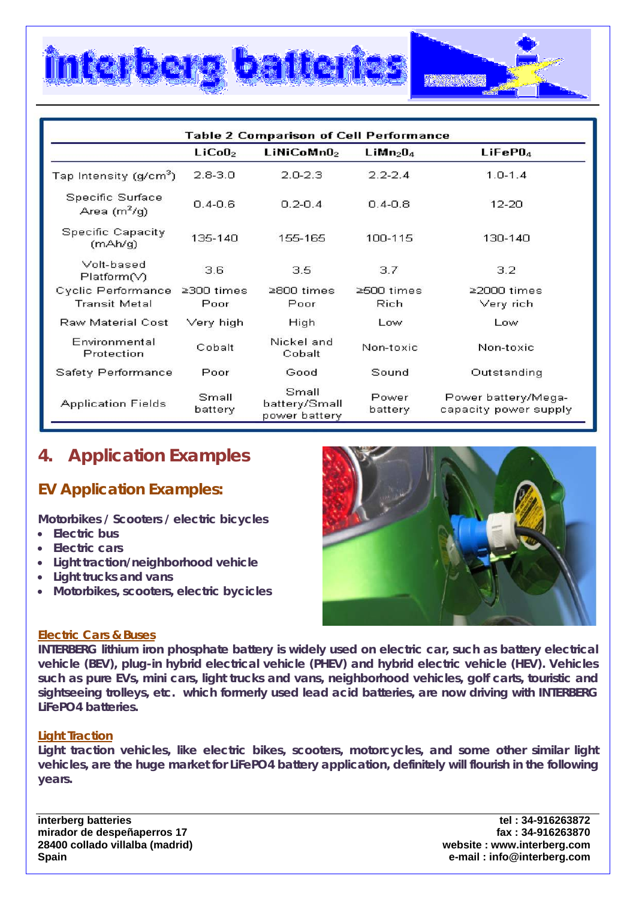**Table 2 Comparison of Cell Performance**

| | $LiCoO_2$ | $LiNiCoMnO_2$ | $LiMn_2O_4$ | $LiFePO_4$ |
|---|---|---|---|---|
| Tap Intensity ($g/cm^3$) | 2.8-3.0 | 2.0-2.3 | 2.2-2.4 | 1.0-1.4 |
| Specific Surface Area ($m^2/g$) | 0.4-0.6 | 0.2-0.4 | 0.4-0.8 | 12-20 |
| Specific Capacity (mAh/g) | 135-140 | 155-165 | 100-115 | 130-140 |
| Volt-based Platform(V) | 3.6 | 3.5 | 3.7 | 3.2 |
| Cyclic Performance | ≥300 times | ≥800 times | ≥500 times | ≥2000 times |
| Transit Metal | Poor | Poor | Rich | Very rich |
| Raw Material Cost | Very high | High | Low | Low |
| Environmental Protection | Cobalt | Nickel and Cobalt | Non-toxic | Non-toxic |
| Safety Performance | Poor | Good | Sound | Outstanding |
| Application Fields | Small battery | Small battery/Small power battery | Power battery | Power battery/Mega-capacity power supply |

## 4. Application Examples

### EV Application Examples:

**Motorbikes / Scooters / electric bicycles**

- **Electric bus**
- **Electric cars**
- **Light traction/neighborhood vehicle**
- **Light trucks and vans**
- **Motorbikes, scooters, electric bycicles**

**Electric Cars & Buses**

**INTERBERG lithium iron phosphate battery is widely used on electric car, such as battery electrical vehicle (BEV), plug-in hybrid electrical vehicle (PHEV) and hybrid electric vehicle (HEV). Vehicles such as pure EVs, mini cars, light trucks and vans, neighborhood vehicles, golf carts, touristic and sightseeing trolleys, etc. which formerly used lead acid batteries, are now driving with INTERBERG LiFePO4 batteries.**

**Light Traction**

**Light traction vehicles, like electric bikes, scooters, motorcycles, and some other similar light vehicles, are the huge market for LiFePO4 battery application, definitely will flourish in the following years.**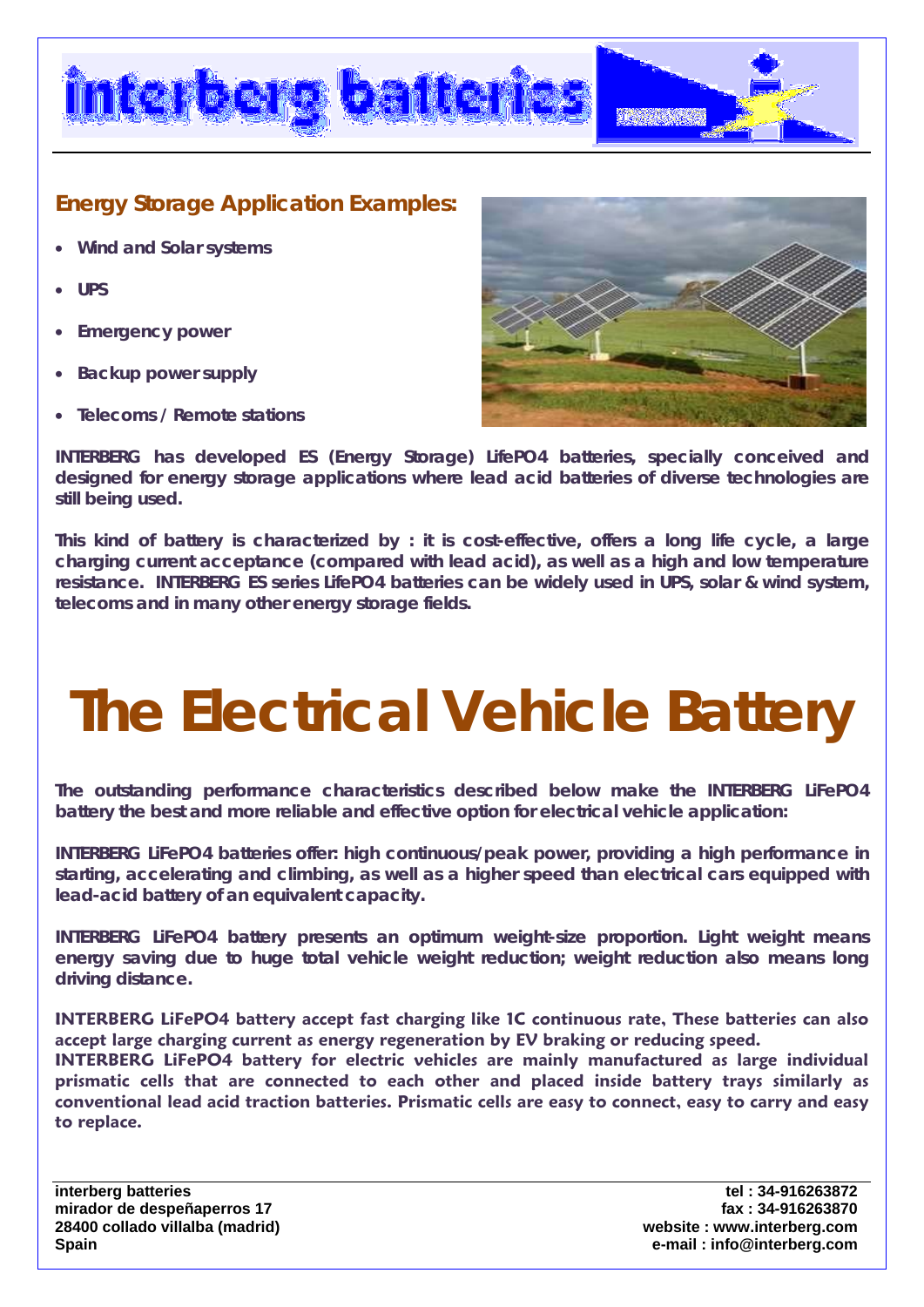## Energy Storage Application Examples:

- **Wind and Solar systems**
- **UPS**
- **Emergency power**
- **Backup power supply**
- **Telecoms / Remote stations**

**INTERBERG has developed ES (Energy Storage) LifePO4 batteries, specially conceived and designed for energy storage applications where lead acid batteries of diverse technologies are still being used.**

**This kind of battery is characterized by : it is cost-effective, offers a long life cycle, a large charging current acceptance (compared with lead acid), as well as a high and low temperature resistance. INTERBERG ES series LifePO4 batteries can be widely used in UPS, solar & wind system, telecoms and in many other energy storage fields.**

# The Electrical Vehicle Battery

**The outstanding performance characteristics described below make the INTERBERG LiFePO4 battery the best and more reliable and effective option for electrical vehicle application:**

**INTERBERG LiFePO4 batteries offer: high continuous/peak power, providing a high performance in starting, accelerating and climbing, as well as a higher speed than electrical cars equipped with lead-acid battery of an equivalent capacity.**

**INTERBERG LiFePO4 battery presents an optimum weight-size proportion. Light weight means energy saving due to huge total vehicle weight reduction; weight reduction also means long driving distance.**

**INTERBERG LiFePO4 battery accept fast charging like 1C continuous rate. These batteries can also accept large charging current as energy regeneration by EV braking or reducing speed.**
**INTERBERG LiFePO4 battery for electric vehicles are mainly manufactured as large individual prismatic cells that are connected to each other and placed inside battery trays similarly as conventional lead acid traction batteries. Prismatic cells are easy to connect, easy to carry and easy to replace.**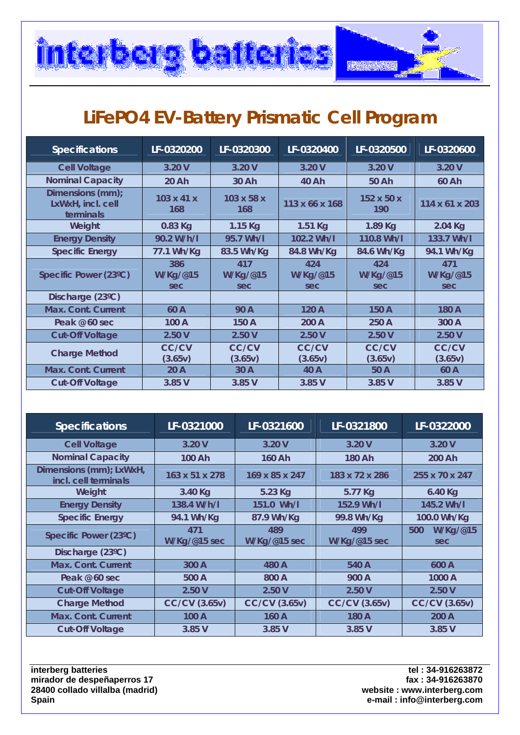interberg batteries

# LiFePO4 EV-Battery Prismatic Cell Program

| Specifications | LF-0320200 | LF-0320300 | LF-0320400 | LF-0320500 | LF-0320600 |
|---|---|---|---|---|---|
| Cell Voltage | 3.20 V | 3.20 V | 3.20 V | 3.20 V | 3.20 V |
| Nominal Capacity | 20 Ah | 30 Ah | 40 Ah | 50 Ah | 60 Ah |
| Dimensions (mm); LxWxH, incl. cell terminals | 103 x 41 x 168 | 103 x 58 x 168 | 113 x 66 x 168 | 152 x 50 x 190 | 114 x 61 x 203 |
| Weight | 0.83 Kg | 1.15 Kg | 1.51 Kg | 1.89 Kg | 2.04 Kg |
| Energy Density | 90.2 W/h/l | 95.7 Wh/l | 102.2 Wh/l | 110.8 Wh/l | 133.7 Wh/l |
| Specific Energy | 77.1 Wh/Kg | 83.5 Wh/Kg | 84.8 Wh/Kg | 84.6 Wh/Kg | 94.1 Wh/Kg |
| Specific Power (23ºC) | 386 W/Kg/@15 sec | 417 W/Kg/@15 sec | 424 W/Kg/@15 sec | 424 W/Kg/@15 sec | 471 W/Kg/@15 sec |
| Discharge (23ºC) | | | | | |
| Max. Cont. Current | 60 A | 90 A | 120 A | 150 A | 180 A |
| Peak @ 60 sec | 100 A | 150 A | 200 A | 250 A | 300 A |
| Cut-Off Voltage | 2.50 V | 2.50 V | 2.50 V | 2.50 V | 2.50 V |
| Charge Method | CC/CV (3.65v) | CC/CV (3.65v) | CC/CV (3.65v) | CC/CV (3.65v) | CC/CV (3.65v) |
| Max. Cont. Current | 20 A | 30 A | 40 A | 50 A | 60 A |
| Cut-Off Voltage | 3.85 V | 3.85 V | 3.85 V | 3.85 V | 3.85 V |

| Specifications | LF-0321000 | LF-0321600 | LF-0321800 | LF-0322000 |
|---|---|---|---|---|
| Cell Voltage | 3.20 V | 3.20 V | 3.20 V | 3.20 V |
| Nominal Capacity | 100 Ah | 160 Ah | 180 Ah | 200 Ah |
| Dimensions (mm); LxWxH, incl. cell terminals | 163 x 51 x 278 | 169 x 85 x 247 | 183 x 72 x 286 | 255 x 70 x 247 |
| Weight | 3.40 Kg | 5.23 Kg | 5.77 Kg | 6.40 Kg |
| Energy Density | 138.4 W/h/l | 151.0 Wh/l | 152.9 Wh/l | 145.2 Wh/l |
| Specific Energy | 94.1 Wh/Kg | 87.9 Wh/Kg | 99.8 Wh/Kg | 100.0 Wh/Kg |
| Specific Power (23ºC) | 471 W/Kg/@15 sec | 489 W/Kg/@15 sec | 499 W/Kg/@15 sec | 500 W/Kg/@15 sec |
| Discharge (23ºC) | | | | |
| Max. Cont. Current | 300 A | 480 A | 540 A | 600 A |
| Peak @ 60 sec | 500 A | 800 A | 900 A | 1000 A |
| Cut-Off Voltage | 2.50 V | 2.50 V | 2.50 V | 2.50 V |
| Charge Method | CC/CV (3.65v) | CC/CV (3.65v) | CC/CV (3.65v) | CC/CV (3.65v) |
| Max. Cont. Current | 100 A | 160 A | 180 A | 200 A |
| Cut-Off Voltage | 3.85 V | 3.85 V | 3.85 V | 3.85 V |

**interberg batteries**
**mirador de despeñaperros 17**
**28400 collado villalba (madrid)**
**Spain**

**tel : 34-916263872**
**fax : 34-916263870**
**website : www.interberg.com**
**e-mail : info@interberg.com**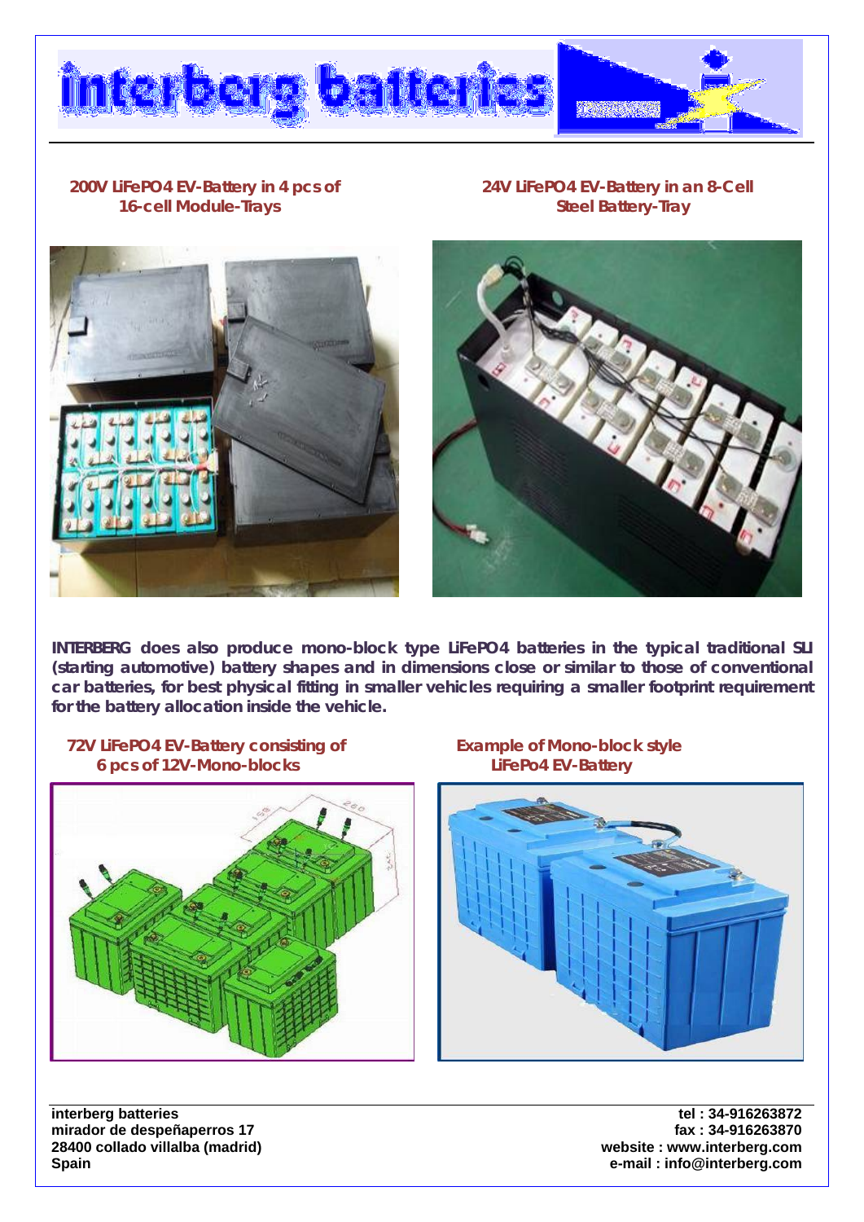**200V LiFePO4 EV-Battery in 4 pcs of 16-cell Module-Trays**

**24V LiFePO4 EV-Battery in an 8-Cell Steel Battery-Tray**

**INTERBERG does also produce mono-block type LiFePO4 batteries in the typical traditional SLI (starting automotive) battery shapes and in dimensions close or similar to those of conventional car batteries, for best physical fitting in smaller vehicles requiring a smaller footprint requirement for the battery allocation inside the vehicle.**

**72V LiFePO4 EV-Battery consisting of 6 pcs of 12V-Mono-blocks**

**Example of Mono-block style LiFePo4 EV-Battery**

**interberg batteries**
**mirador de despeñaperros 17**
**28400 collado villalba (madrid)**
**Spain**

**tel : 34-916263872**
**fax : 34-916263870**
**website : www.interberg.com**
**e-mail : info@interberg.com**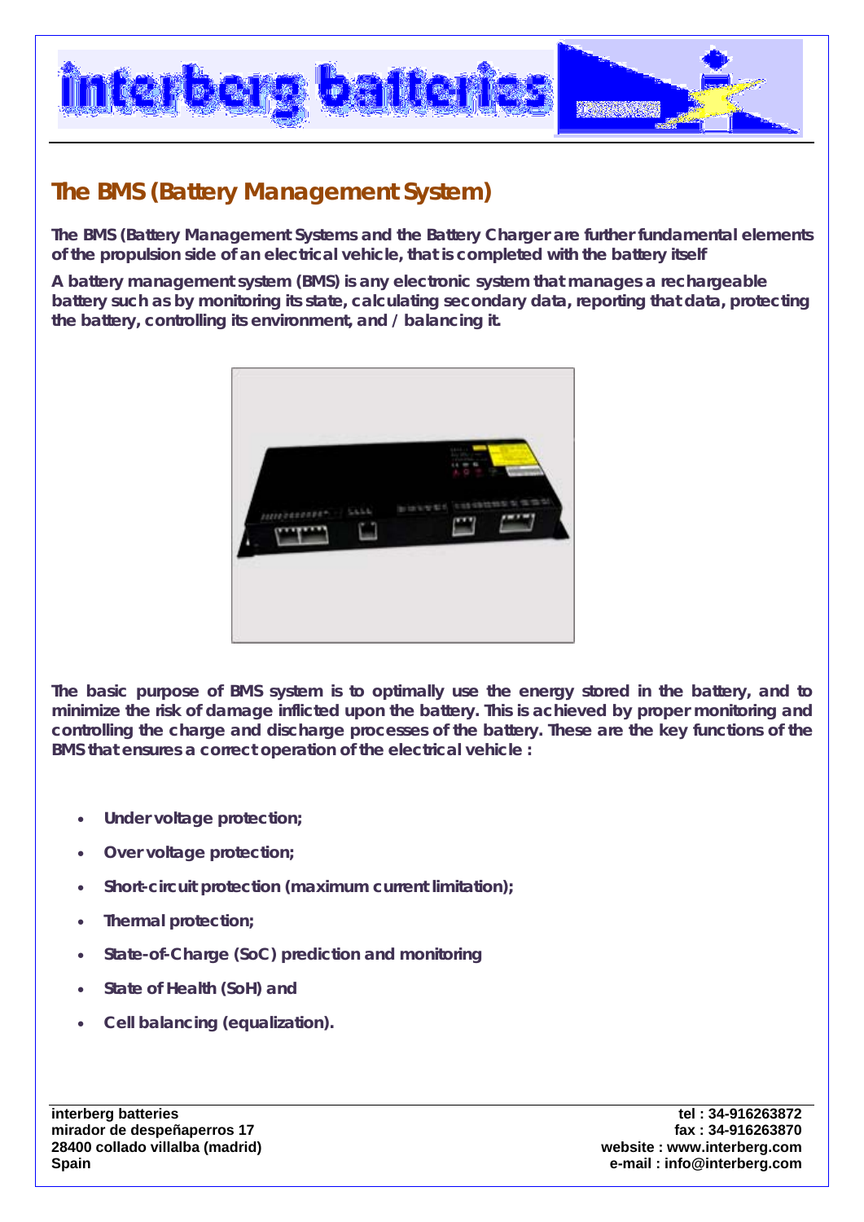## The BMS (Battery Management System)

**The BMS (Battery Management Systems and the Battery Charger are further fundamental elements of the propulsion side of an electrical vehicle, that is completed with the battery itself**

**A battery management system (BMS) is any electronic system that manages a rechargeable battery such as by monitoring its state, calculating secondary data, reporting that data, protecting the battery, controlling its environment, and / balancing it.**

**The basic purpose of BMS system is to optimally use the energy stored in the battery, and to minimize the risk of damage inflicted upon the battery. This is achieved by proper monitoring and controlling the charge and discharge processes of the battery. These are the key functions of the BMS that ensures a correct operation of the electrical vehicle :**

- **Under voltage protection;**
- **Over voltage protection;**
- **Short-circuit protection (maximum current limitation);**
- **Thermal protection;**
- **State-of-Charge (SoC) prediction and monitoring**
- **State of Health (SoH) and**
- **Cell balancing (equalization).**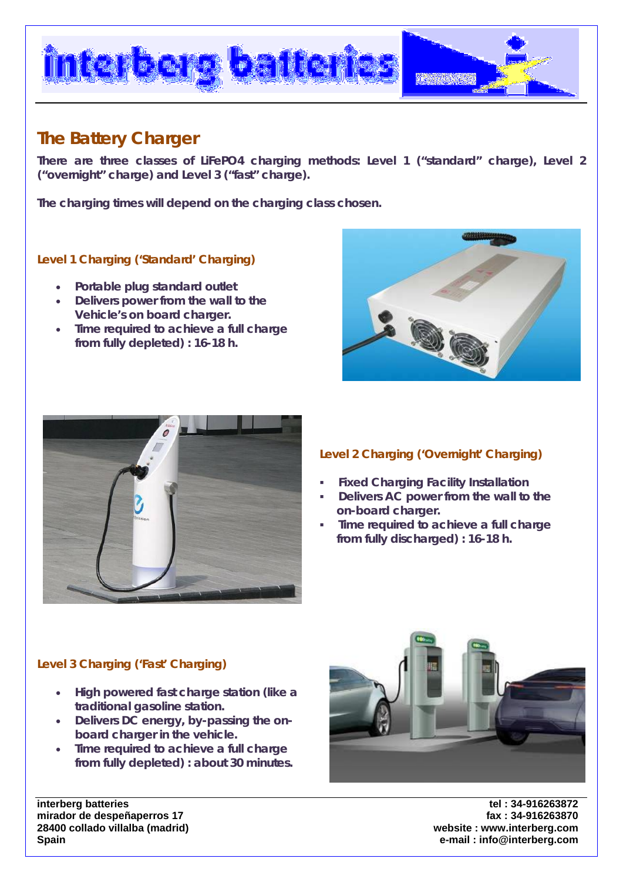## The Battery Charger

**There are three classes of LiFePO4 charging methods: Level 1 ("standard" charge), Level 2 ("overnight" charge) and Level 3 ("fast" charge).**

**The charging times will depend on the charging class chosen.**

### Level 1 Charging ('Standard' Charging)

- **Portable plug standard outlet**
- **Delivers power from the wall to the Vehicle's on board charger.**
- **Time required to achieve a full charge from fully depleted) : 16-18 h.**

### Level 2 Charging ('Overnight' Charging)

- **Fixed Charging Facility Installation**
- **Delivers AC power from the wall to the on-board charger.**
- **Time required to achieve a full charge from fully discharged) : 16-18 h.**

### Level 3 Charging ('Fast' Charging)

- **High powered fast charge station (like a traditional gasoline station.**
- **Delivers DC energy, by-passing the on-board charger in the vehicle.**
- **Time required to achieve a full charge from fully depleted) : about 30 minutes.**

**interberg batteries**
**mirador de despeñaperros 17**
**28400 collado villalba (madrid)**
**Spain**

**tel : 34-916263872**
**fax : 34-916263870**
**website : www.interberg.com**
**e-mail : info@interberg.com**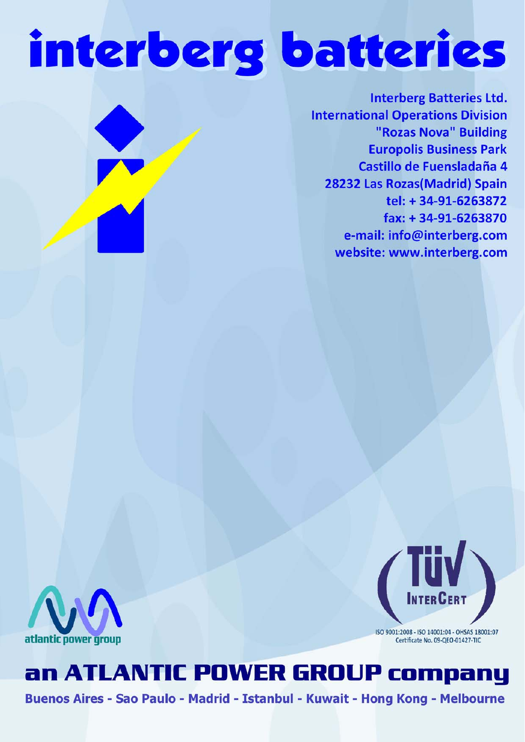# interberg batteries

**Interberg Batteries Ltd.**
**International Operations Division**
**"Rozas Nova" Building**
**Europolis Business Park**
**Castillo de Fuensladaña 4**
**28232 Las Rozas(Madrid) Spain**
**tel: + 34-91-6263872**
**fax: + 34-91-6263870**
**e-mail: info@interberg.com**
**website: www.interberg.com**

atlantic power group

TÜV INTERCERT

ISO 9001:2008 - ISO 14001:04 - OHSAS 18001:07
Certificate No. 09-QEO-01427-TIC

## an ATLANTIC POWER GROUP company

**Buenos Aires - Sao Paulo - Madrid - Istanbul - Kuwait - Hong Kong - Melbourne**